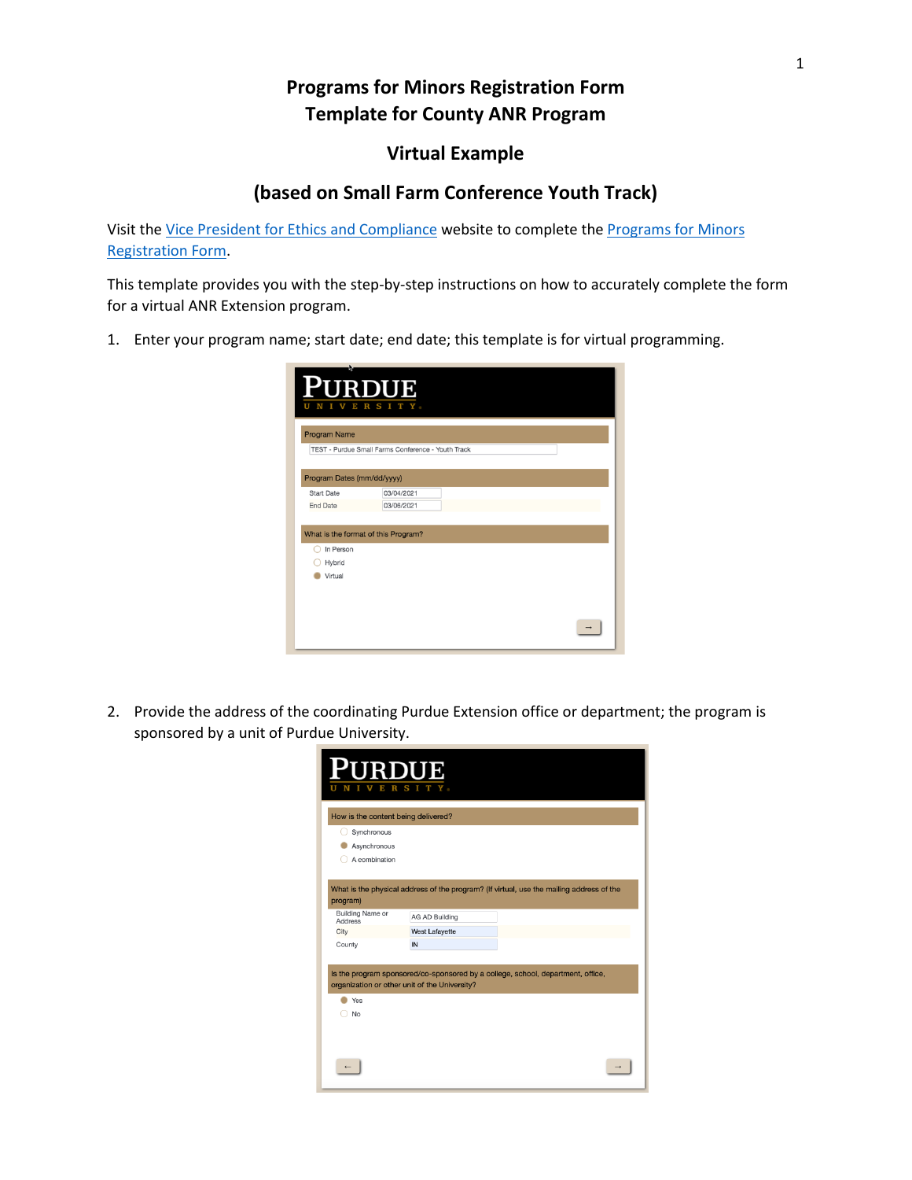# Programs for Minors Registration Form
# Template for County ANR Program

## Virtual Example

## (based on Small Farm Conference Youth Track)

Visit the Vice President for Ethics and Compliance website to complete the Programs for Minors Registration Form.

This template provides you with the step-by-step instructions on how to accurately complete the form for a virtual ANR Extension program.

1. Enter your program name; start date; end date; this template is for virtual programming.

2. Provide the address of the coordinating Purdue Extension office or department; the program is sponsored by a unit of Purdue University.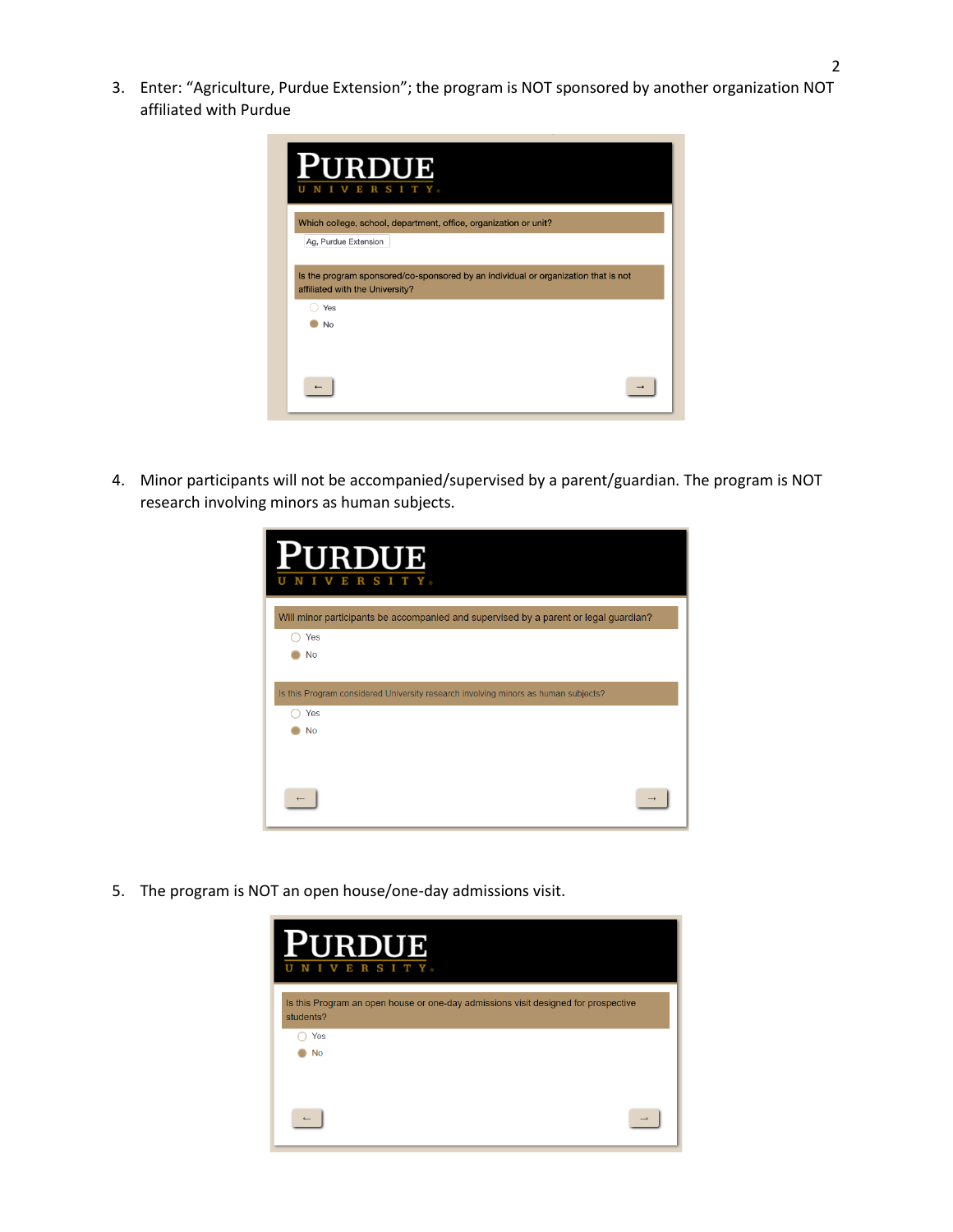3. Enter: "Agriculture, Purdue Extension"; the program is NOT sponsored by another organization NOT affiliated with Purdue

PURDUE
UNIVERSITY

Which college, school, department, office, organization or unit?

Ag, Purdue Extension

Is the program sponsored/co-sponsored by an individual or organization that is not affiliated with the University?

- Yes
- No

4. Minor participants will not be accompanied/supervised by a parent/guardian. The program is NOT research involving minors as human subjects.

PURDUE
UNIVERSITY

Will minor participants be accompanied and supervised by a parent or legal guardian?

- Yes
- No

Is this Program considered University research involving minors as human subjects?

- Yes
- No

5. The program is NOT an open house/one-day admissions visit.

PURDUE
UNIVERSITY

Is this Program an open house or one-day admissions visit designed for prospective students?

- Yes
- No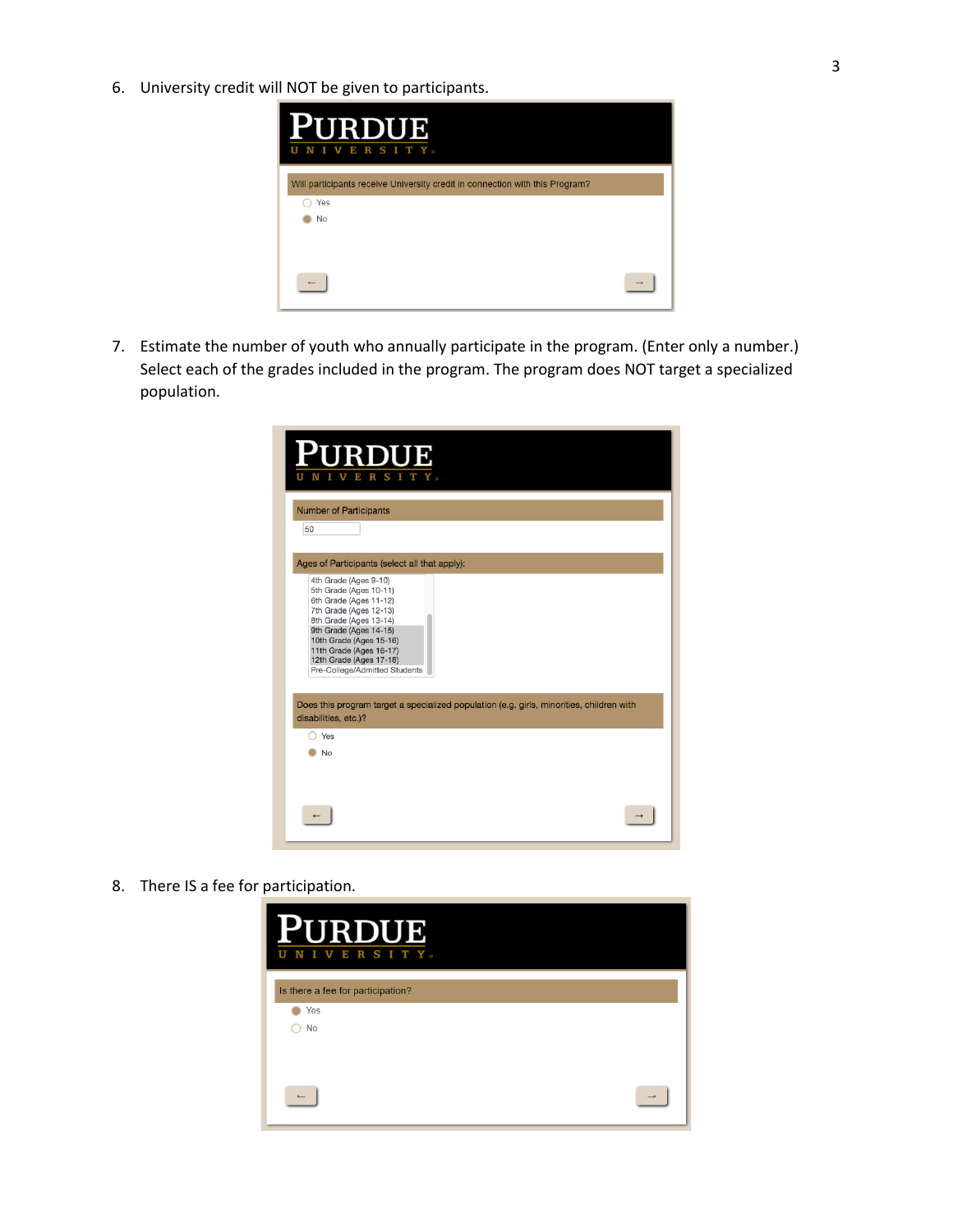6. University credit will NOT be given to participants.

PURDUE
UNIVERSITY

Will participants receive University credit in connection with this Program?

- Yes
- No

←  →

7. Estimate the number of youth who annually participate in the program. (Enter only a number.) Select each of the grades included in the program. The program does NOT target a specialized population.

PURDUE
UNIVERSITY

Number of Participants

50

Ages of Participants (select all that apply):

4th Grade (Ages 9-10)
5th Grade (Ages 10-11)
6th Grade (Ages 11-12)
7th Grade (Ages 12-13)
8th Grade (Ages 13-14)
9th Grade (Ages 14-15)
10th Grade (Ages 15-16)
11th Grade (Ages 16-17)
12th Grade (Ages 17-18)
Pre-College/Admitted Students

Does this program target a specialized population (e.g. girls, minorities, children with disabilities, etc.)?

- Yes
- No

←  →

8. There IS a fee for participation.

PURDUE
UNIVERSITY

Is there a fee for participation?

- Yes
- No

←  →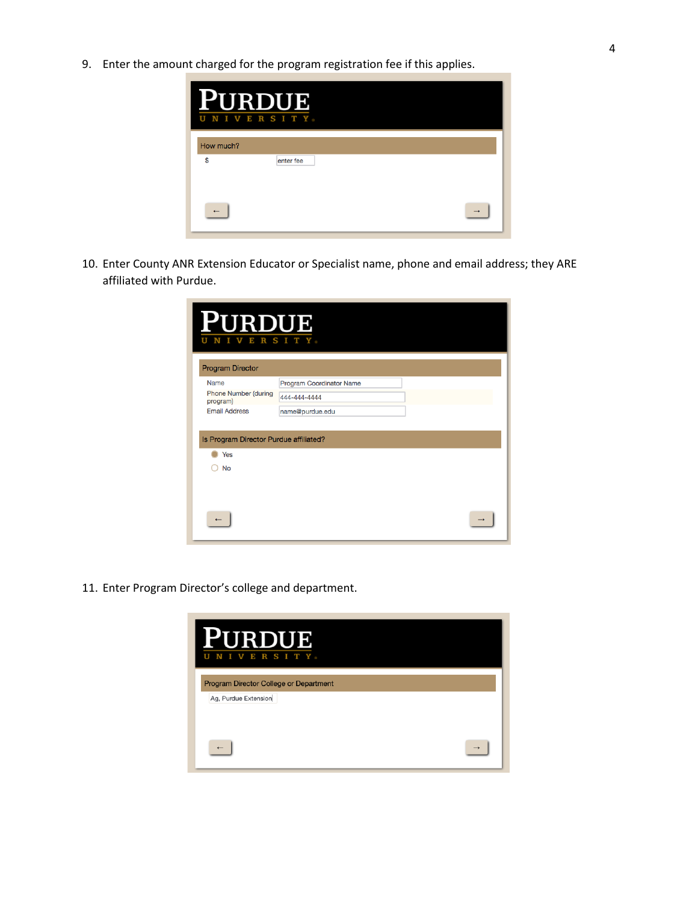9. Enter the amount charged for the program registration fee if this applies.

10. Enter County ANR Extension Educator or Specialist name, phone and email address; they ARE affiliated with Purdue.

11. Enter Program Director's college and department.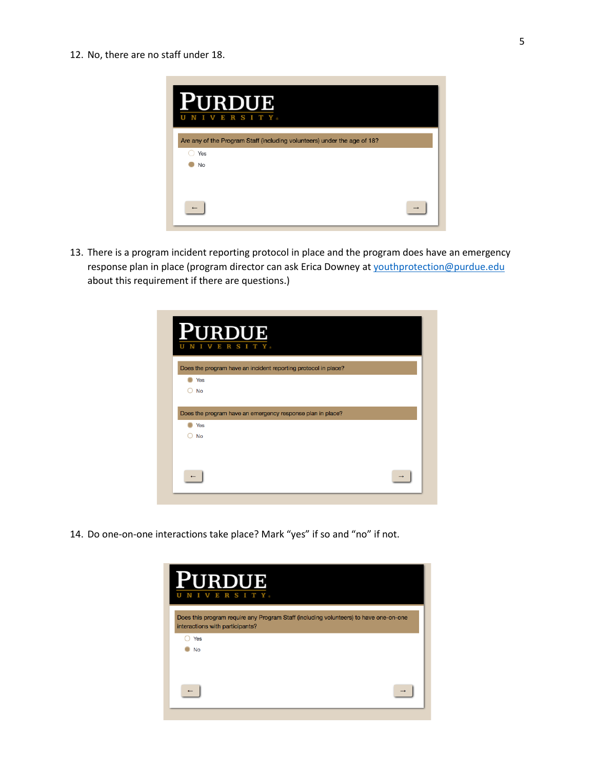12. No, there are no staff under 18.

PURDUE UNIVERSITY

Are any of the Program Staff (including volunteers) under the age of 18?

- Yes
- No

13. There is a program incident reporting protocol in place and the program does have an emergency response plan in place (program director can ask Erica Downey at youthprotection@purdue.edu about this requirement if there are questions.)

PURDUE UNIVERSITY

Does the program have an incident reporting protocol in place?

- Yes
- No

Does the program have an emergency response plan in place?

- Yes
- No

14. Do one-on-one interactions take place? Mark "yes" if so and "no" if not.

PURDUE UNIVERSITY

Does this program require any Program Staff (including volunteers) to have one-on-one interactions with participants?

- Yes
- No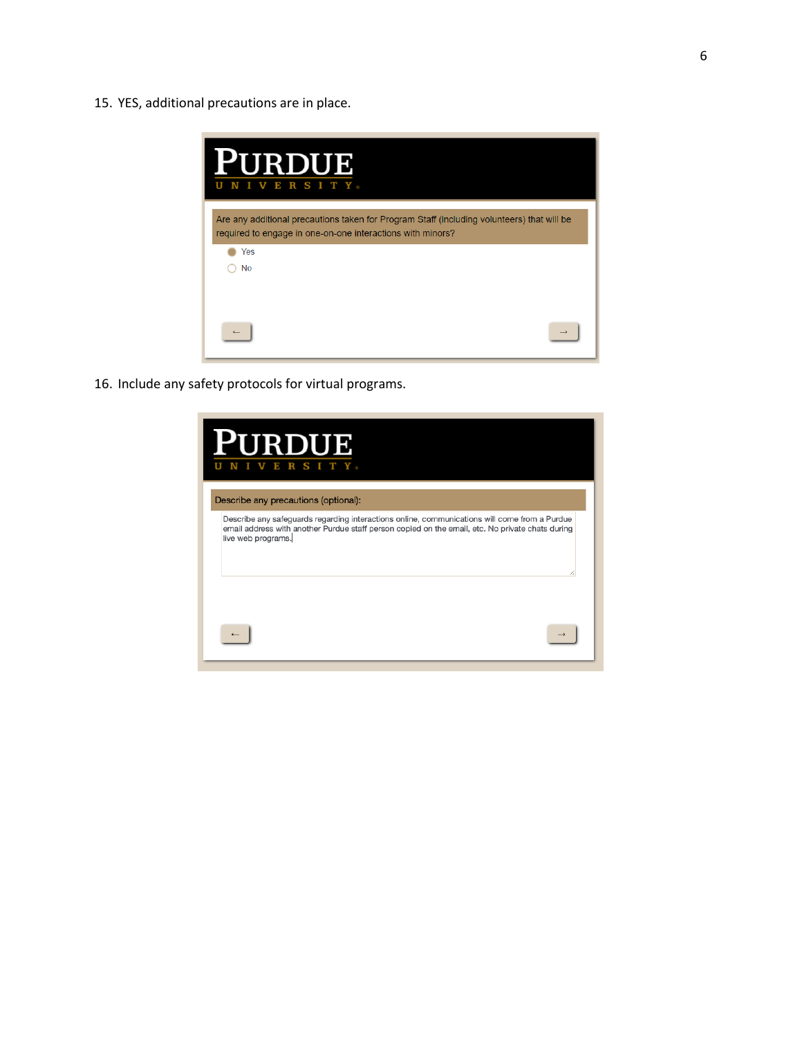15. YES, additional precautions are in place.

PURDUE
UNIVERSITY

Are any additional precautions taken for Program Staff (including volunteers) that will be required to engage in one-on-one interactions with minors?

- (•) Yes
- ( ) No

←  →

16. Include any safety protocols for virtual programs.

PURDUE
UNIVERSITY

Describe any precautions (optional):

Describe any safeguards regarding interactions online, communications will come from a Purdue email address with another Purdue staff person copied on the email, etc. No private chats during live web programs.

←  →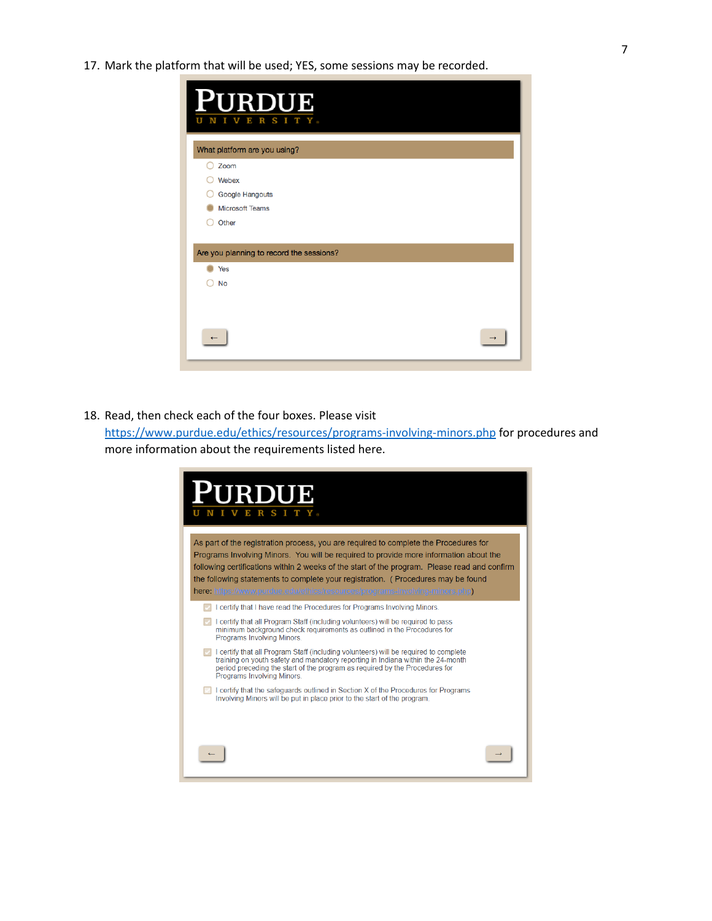17. Mark the platform that will be used; YES, some sessions may be recorded.

PURDUE
UNIVERSITY

What platform are you using?

- ○ Zoom
- ○ Webex
- ○ Google Hangouts
- ● Microsoft Teams
- ○ Other

Are you planning to record the sessions?

- ● Yes
- ○ No

← →

18. Read, then check each of the four boxes. Please visit https://www.purdue.edu/ethics/resources/programs-involving-minors.php for procedures and more information about the requirements listed here.

PURDUE
UNIVERSITY

As part of the registration process, you are required to complete the Procedures for Programs Involving Minors. You will be required to provide more information about the following certifications within 2 weeks of the start of the program. Please read and confirm the following statements to complete your registration. ( Procedures may be found here: https://www.purdue.edu/ethics/resources/programs-involving-minors.php)

- [x] I certify that I have read the Procedures for Programs Involving Minors.
- [x] I certify that all Program Staff (including volunteers) will be required to pass minimum background check requirements as outlined in the Procedures for Programs Involving Minors.
- [x] I certify that all Program Staff (including volunteers) will be required to complete training on youth safety and mandatory reporting in Indiana within the 24-month period preceding the start of the program as required by the Procedures for Programs Involving Minors.
- [ ] I certify that the safeguards outlined in Section X of the Procedures for Programs Involving Minors will be put in place prior to the start of the program.

← →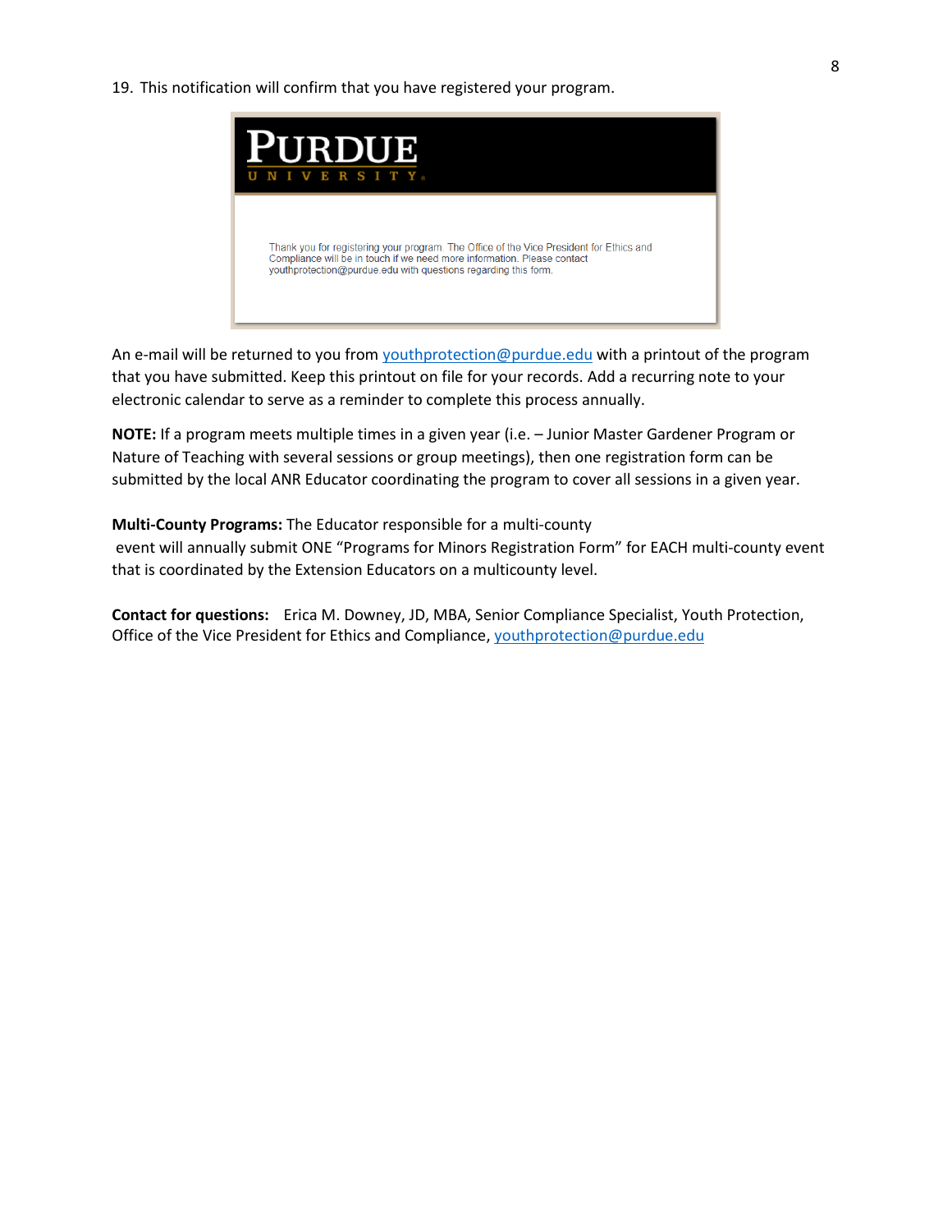19. This notification will confirm that you have registered your program.

PURDUE
UNIVERSITY

Thank you for registering your program. The Office of the Vice President for Ethics and Compliance will be in touch if we need more information. Please contact youthprotection@purdue.edu with questions regarding this form.

An e-mail will be returned to you from youthprotection@purdue.edu with a printout of the program that you have submitted. Keep this printout on file for your records. Add a recurring note to your electronic calendar to serve as a reminder to complete this process annually.

**NOTE:** If a program meets multiple times in a given year (i.e. – Junior Master Gardener Program or Nature of Teaching with several sessions or group meetings), then one registration form can be submitted by the local ANR Educator coordinating the program to cover all sessions in a given year.

**Multi-County Programs:** The Educator responsible for a multi-county event will annually submit ONE "Programs for Minors Registration Form" for EACH multi-county event that is coordinated by the Extension Educators on a multicounty level.

**Contact for questions:** Erica M. Downey, JD, MBA, Senior Compliance Specialist, Youth Protection, Office of the Vice President for Ethics and Compliance, youthprotection@purdue.edu